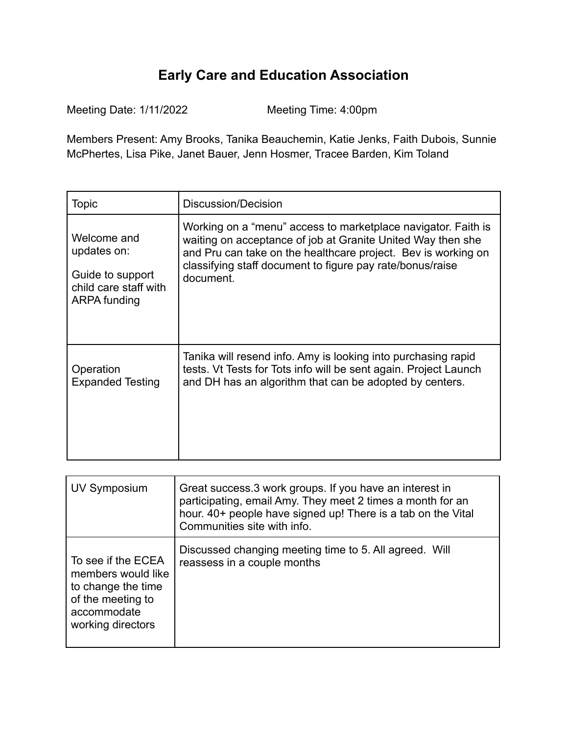# Early Care and Education Association

Meeting Date: 1/11/2022 Meeting Time: 4:00pm

Members Present: Amy Brooks, Tanika Beauchemin, Katie Jenks, Faith Dubois, Sunnie McPhertes, Lisa Pike, Janet Bauer, Jenn Hosmer, Tracee Barden, Kim Toland

| Topic | Discussion/Decision |
|---|---|
| Welcome and updates on:<br><br>Guide to support child care staff with ARPA funding | Working on a "menu" access to marketplace navigator. Faith is waiting on acceptance of job at Granite United Way then she and Pru can take on the healthcare project. Bev is working on classifying staff document to figure pay rate/bonus/raise document. |
| Operation Expanded Testing | Tanika will resend info. Amy is looking into purchasing rapid tests. Vt Tests for Tots info will be sent again. Project Launch and DH has an algorithm that can be adopted by centers. |
| UV Symposium | Great success.3 work groups. If you have an interest in participating, email Amy. They meet 2 times a month for an hour. 40+ people have signed up! There is a tab on the Vital Communities site with info. |
| To see if the ECEA members would like to change the time of the meeting to accommodate working directors | Discussed changing meeting time to 5. All agreed. Will reassess in a couple months |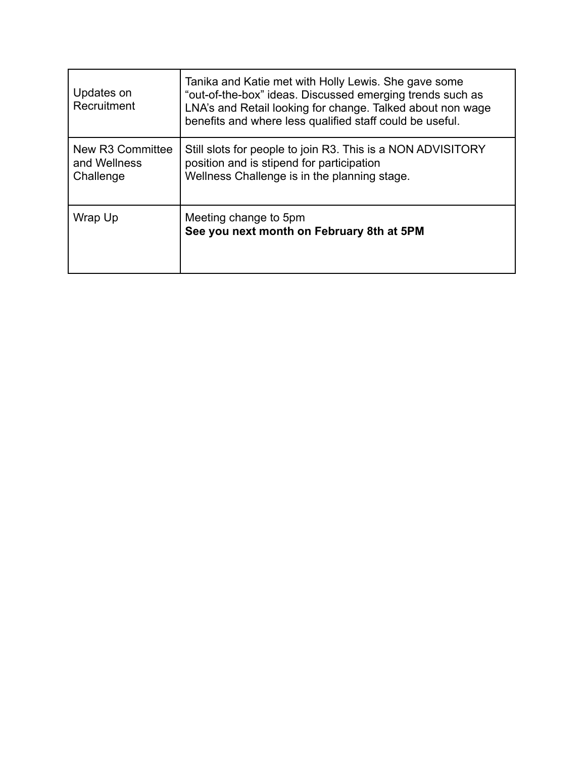| | |
|---|---|
| Updates on Recruitment | Tanika and Katie met with Holly Lewis. She gave some "out-of-the-box" ideas. Discussed emerging trends such as LNA's and Retail looking for change. Talked about non wage benefits and where less qualified staff could be useful. |
| New R3 Committee and Wellness Challenge | Still slots for people to join R3. This is a NON ADVISITORY position and is stipend for participation<br>Wellness Challenge is in the planning stage. |
| Wrap Up | Meeting change to 5pm<br>**See you next month on February 8th at 5PM** |